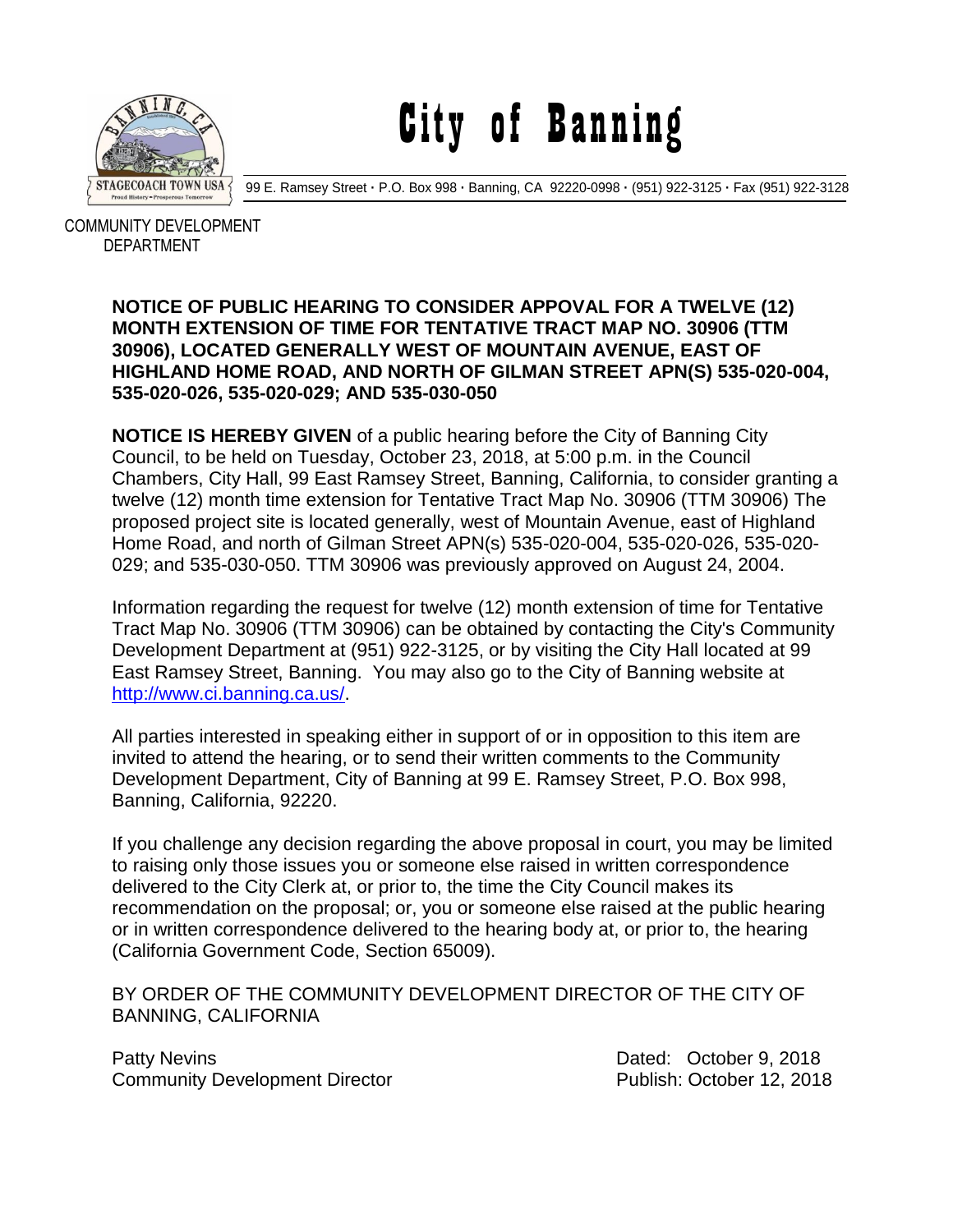# City of Banning

99 E. Ramsey Street · P.O. Box 998 · Banning, CA 92220-0998 · (951) 922-3125 · Fax (951) 922-3128

COMMUNITY DEVELOPMENT DEPARTMENT

**NOTICE OF PUBLIC HEARING TO CONSIDER APPOVAL FOR A TWELVE (12) MONTH EXTENSION OF TIME FOR TENTATIVE TRACT MAP NO. 30906 (TTM 30906), LOCATED GENERALLY WEST OF MOUNTAIN AVENUE, EAST OF HIGHLAND HOME ROAD, AND NORTH OF GILMAN STREET APN(S) 535-020-004, 535-020-026, 535-020-029; AND 535-030-050**

**NOTICE IS HEREBY GIVEN** of a public hearing before the City of Banning City Council, to be held on Tuesday, October 23, 2018, at 5:00 p.m. in the Council Chambers, City Hall, 99 East Ramsey Street, Banning, California, to consider granting a twelve (12) month time extension for Tentative Tract Map No. 30906 (TTM 30906) The proposed project site is located generally, west of Mountain Avenue, east of Highland Home Road, and north of Gilman Street APN(s) 535-020-004, 535-020-026, 535-020-029; and 535-030-050. TTM 30906 was previously approved on August 24, 2004.

Information regarding the request for twelve (12) month extension of time for Tentative Tract Map No. 30906 (TTM 30906) can be obtained by contacting the City's Community Development Department at (951) 922-3125, or by visiting the City Hall located at 99 East Ramsey Street, Banning. You may also go to the City of Banning website at http://www.ci.banning.ca.us/.

All parties interested in speaking either in support of or in opposition to this item are invited to attend the hearing, or to send their written comments to the Community Development Department, City of Banning at 99 E. Ramsey Street, P.O. Box 998, Banning, California, 92220.

If you challenge any decision regarding the above proposal in court, you may be limited to raising only those issues you or someone else raised in written correspondence delivered to the City Clerk at, or prior to, the time the City Council makes its recommendation on the proposal; or, you or someone else raised at the public hearing or in written correspondence delivered to the hearing body at, or prior to, the hearing (California Government Code, Section 65009).

BY ORDER OF THE COMMUNITY DEVELOPMENT DIRECTOR OF THE CITY OF BANNING, CALIFORNIA

Patty Nevins
Community Development Director

Dated: October 9, 2018
Publish: October 12, 2018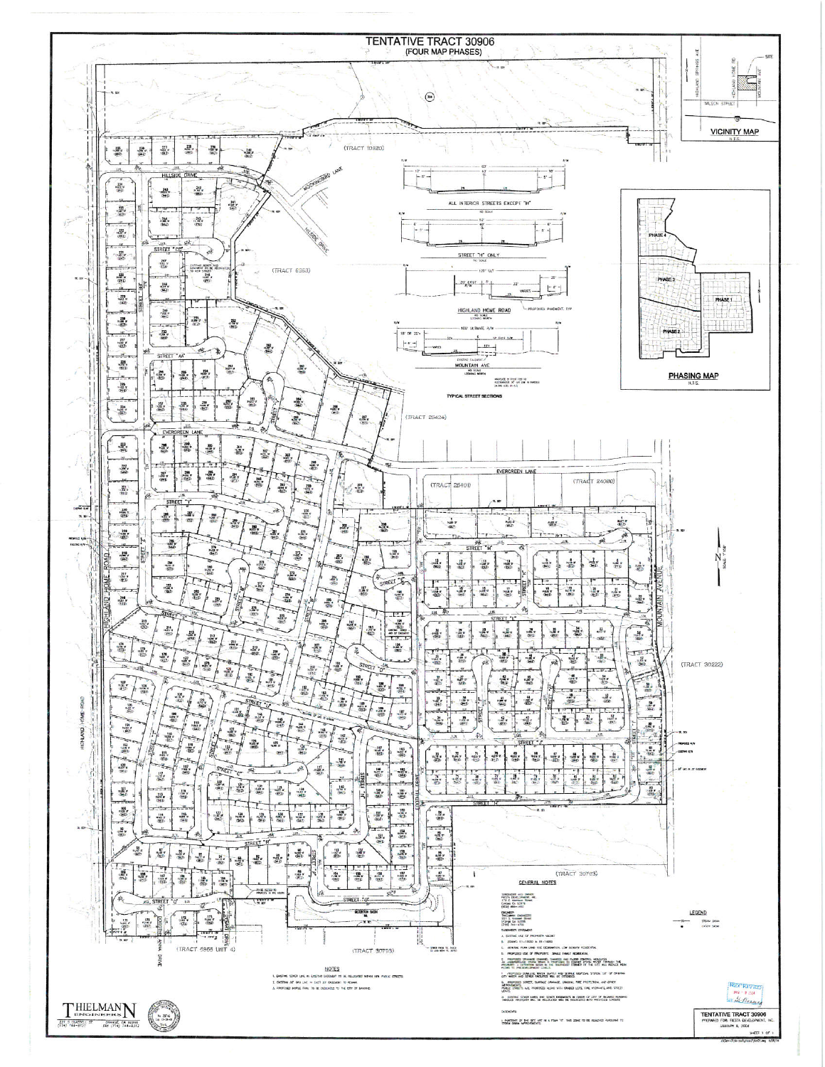# TENTATIVE TRACT 30906
(FOUR MAP PHASES)

VICINITY MAP

HIGHLAND SPRINGS AVE
HIGHLAND HOME RD
MOUNTAIN AVE
WILSON STREET
SITE

PHASING MAP

PHASE 1
PHASE 2
PHASE 3
PHASE 4

TYPICAL STREET SECTIONS

ALL INTERIOR STREETS EXCEPT "H"

STREET "H" ONLY

HIGHLAND HOME ROAD

MOUNTAIN AVE

(TRACT 10920)

(TRACT 6363)

(TRACT 26424)

(TRACT 25401)

(TRACT 24080)

(TRACT 30222)

(TRACT 30703)

(TRACT 6365 UNIT 4)

HILLSIDE DRIVE

MOCKINGBIRD LANE

EVERGREEN LANE

HIGHLAND HOME ROAD

MOUNTAIN AVENUE

STREET "AA"

STREET "BB"

STREET "A"

STREET "B"

STREET "C"

STREET "D"

STREET "E"

STREET "F"

STREET "G"

STREET "H"

STREET "I"

STREET "J"

STREET "K"

STREET "L"

STREET "M"

STREET "O"

STREET "Y"

STREET "Z"

DETENTION BASIN

## GENERAL NOTES

## NOTES

LEGEND

TENTATIVE TRACT 30906
PREPARED FOR FIESTA DEVELOPMENT, INC.
JANUARY 8, 2004

SHEET 1 OF 1

THIELMANN ENGINEERS

RECEIVED